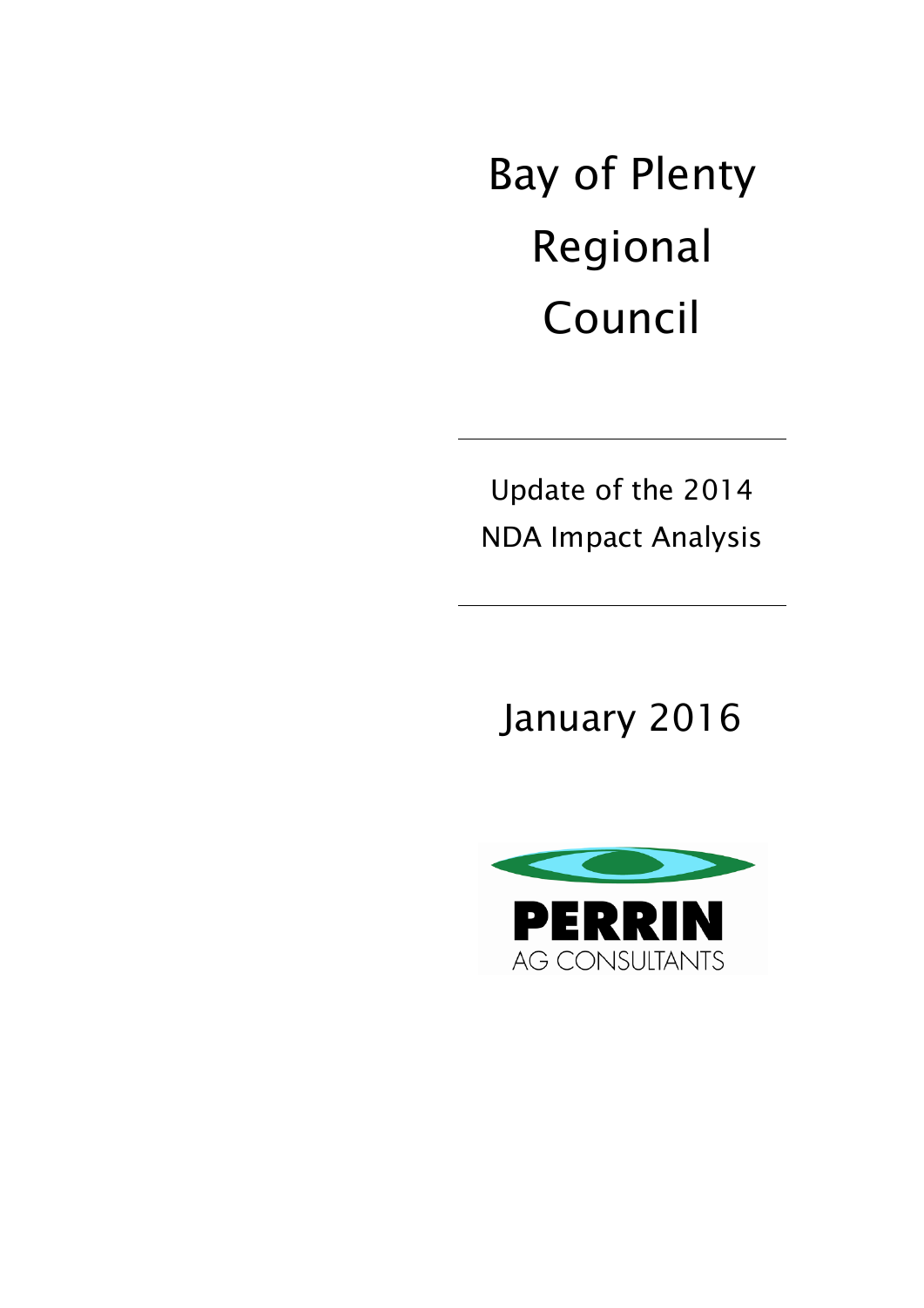# Bay of Plenty Regional Council

## Update of the 2014 NDA Impact Analysis

January 2016

PERRIN
AG CONSULTANTS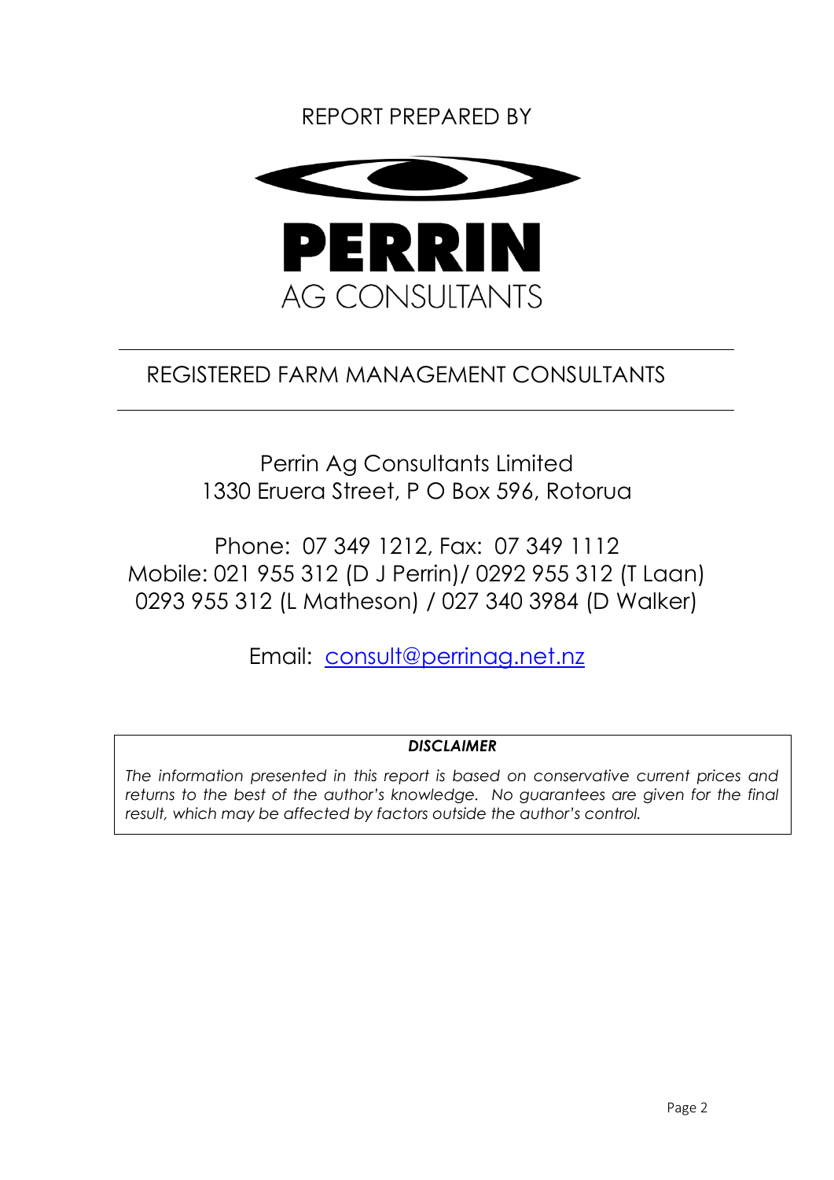REPORT PREPARED BY

**PERRIN**

AG CONSULTANTS

---

REGISTERED FARM MANAGEMENT CONSULTANTS

---

Perrin Ag Consultants Limited
1330 Eruera Street, P O Box 596, Rotorua

Phone: 07 349 1212, Fax: 07 349 1112
Mobile: 021 955 312 (D J Perrin)/ 0292 955 312 (T Laan)
0293 955 312 (L Matheson) / 027 340 3984 (D Walker)

Email: consult@perrinag.net.nz

***DISCLAIMER***

*The information presented in this report is based on conservative current prices and returns to the best of the author's knowledge. No guarantees are given for the final result, which may be affected by factors outside the author's control.*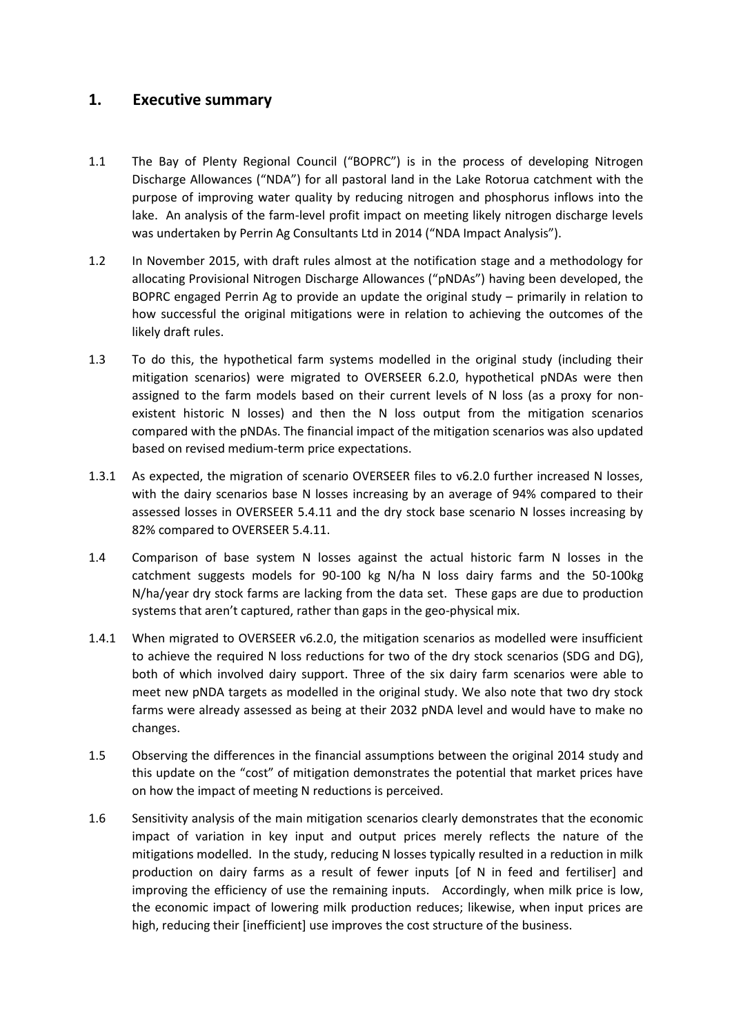## 1. Executive summary

1.1 The Bay of Plenty Regional Council ("BOPRC") is in the process of developing Nitrogen Discharge Allowances ("NDA") for all pastoral land in the Lake Rotorua catchment with the purpose of improving water quality by reducing nitrogen and phosphorus inflows into the lake. An analysis of the farm-level profit impact on meeting likely nitrogen discharge levels was undertaken by Perrin Ag Consultants Ltd in 2014 ("NDA Impact Analysis").

1.2 In November 2015, with draft rules almost at the notification stage and a methodology for allocating Provisional Nitrogen Discharge Allowances ("pNDAs") having been developed, the BOPRC engaged Perrin Ag to provide an update the original study – primarily in relation to how successful the original mitigations were in relation to achieving the outcomes of the likely draft rules.

1.3 To do this, the hypothetical farm systems modelled in the original study (including their mitigation scenarios) were migrated to OVERSEER 6.2.0, hypothetical pNDAs were then assigned to the farm models based on their current levels of N loss (as a proxy for non-existent historic N losses) and then the N loss output from the mitigation scenarios compared with the pNDAs. The financial impact of the mitigation scenarios was also updated based on revised medium-term price expectations.

1.3.1 As expected, the migration of scenario OVERSEER files to v6.2.0 further increased N losses, with the dairy scenarios base N losses increasing by an average of 94% compared to their assessed losses in OVERSEER 5.4.11 and the dry stock base scenario N losses increasing by 82% compared to OVERSEER 5.4.11.

1.4 Comparison of base system N losses against the actual historic farm N losses in the catchment suggests models for 90-100 kg N/ha N loss dairy farms and the 50-100kg N/ha/year dry stock farms are lacking from the data set. These gaps are due to production systems that aren't captured, rather than gaps in the geo-physical mix.

1.4.1 When migrated to OVERSEER v6.2.0, the mitigation scenarios as modelled were insufficient to achieve the required N loss reductions for two of the dry stock scenarios (SDG and DG), both of which involved dairy support. Three of the six dairy farm scenarios were able to meet new pNDA targets as modelled in the original study. We also note that two dry stock farms were already assessed as being at their 2032 pNDA level and would have to make no changes.

1.5 Observing the differences in the financial assumptions between the original 2014 study and this update on the "cost" of mitigation demonstrates the potential that market prices have on how the impact of meeting N reductions is perceived.

1.6 Sensitivity analysis of the main mitigation scenarios clearly demonstrates that the economic impact of variation in key input and output prices merely reflects the nature of the mitigations modelled. In the study, reducing N losses typically resulted in a reduction in milk production on dairy farms as a result of fewer inputs [of N in feed and fertiliser] and improving the efficiency of use the remaining inputs. Accordingly, when milk price is low, the economic impact of lowering milk production reduces; likewise, when input prices are high, reducing their [inefficient] use improves the cost structure of the business.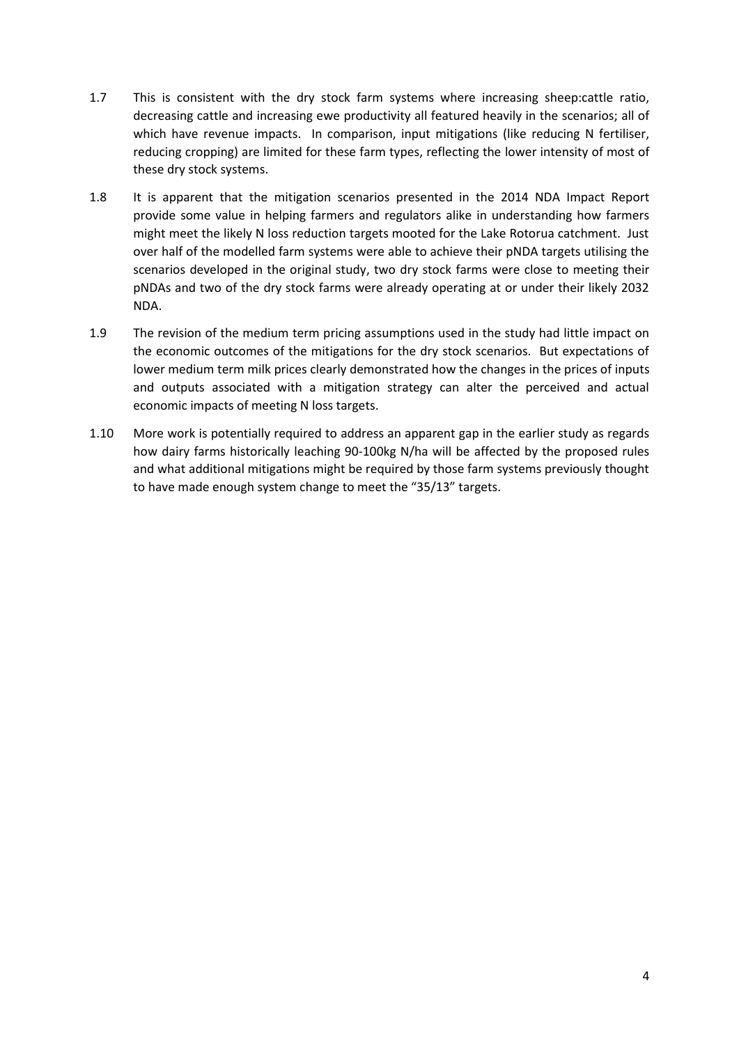1.7 This is consistent with the dry stock farm systems where increasing sheep:cattle ratio, decreasing cattle and increasing ewe productivity all featured heavily in the scenarios; all of which have revenue impacts. In comparison, input mitigations (like reducing N fertiliser, reducing cropping) are limited for these farm types, reflecting the lower intensity of most of these dry stock systems.

1.8 It is apparent that the mitigation scenarios presented in the 2014 NDA Impact Report provide some value in helping farmers and regulators alike in understanding how farmers might meet the likely N loss reduction targets mooted for the Lake Rotorua catchment. Just over half of the modelled farm systems were able to achieve their pNDA targets utilising the scenarios developed in the original study, two dry stock farms were close to meeting their pNDAs and two of the dry stock farms were already operating at or under their likely 2032 NDA.

1.9 The revision of the medium term pricing assumptions used in the study had little impact on the economic outcomes of the mitigations for the dry stock scenarios. But expectations of lower medium term milk prices clearly demonstrated how the changes in the prices of inputs and outputs associated with a mitigation strategy can alter the perceived and actual economic impacts of meeting N loss targets.

1.10 More work is potentially required to address an apparent gap in the earlier study as regards how dairy farms historically leaching 90-100kg N/ha will be affected by the proposed rules and what additional mitigations might be required by those farm systems previously thought to have made enough system change to meet the "35/13" targets.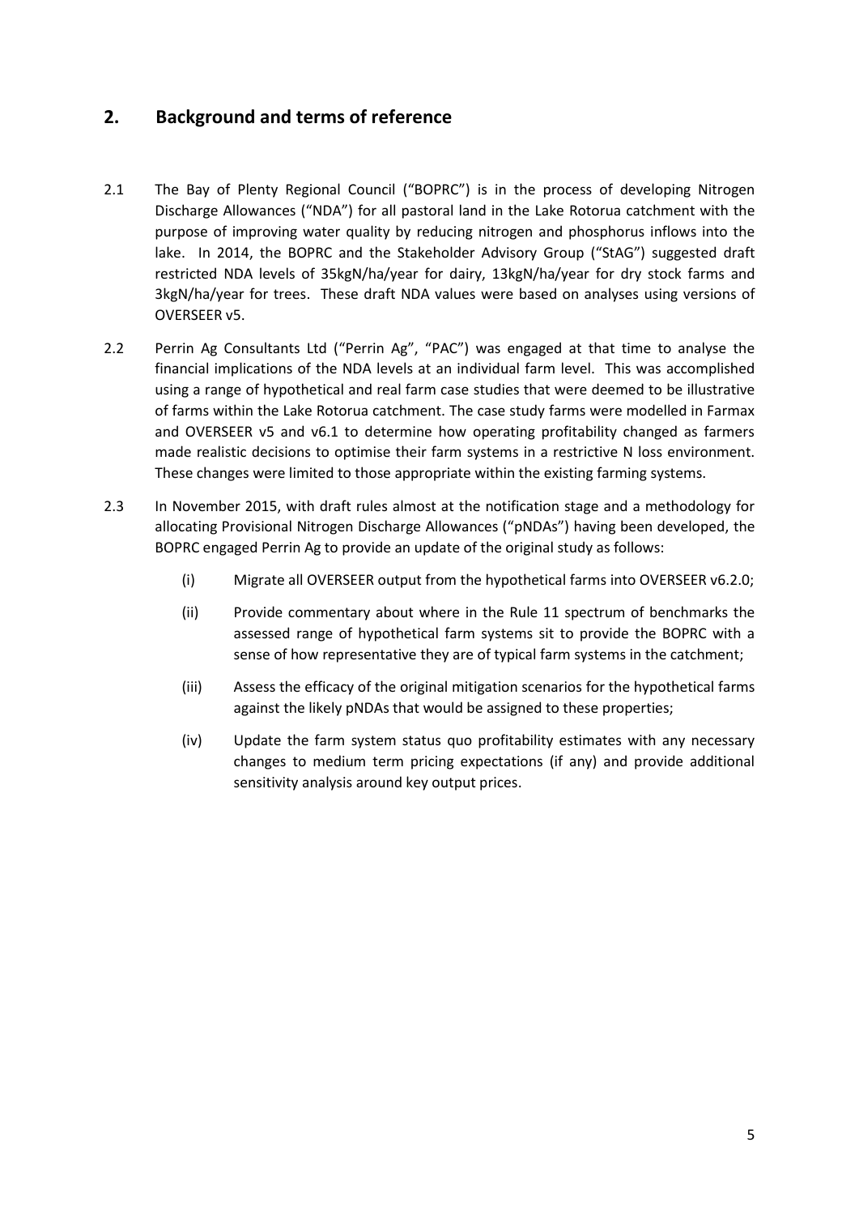## 2. Background and terms of reference

2.1 The Bay of Plenty Regional Council ("BOPRC") is in the process of developing Nitrogen Discharge Allowances ("NDA") for all pastoral land in the Lake Rotorua catchment with the purpose of improving water quality by reducing nitrogen and phosphorus inflows into the lake. In 2014, the BOPRC and the Stakeholder Advisory Group ("StAG") suggested draft restricted NDA levels of 35kgN/ha/year for dairy, 13kgN/ha/year for dry stock farms and 3kgN/ha/year for trees. These draft NDA values were based on analyses using versions of OVERSEER v5.

2.2 Perrin Ag Consultants Ltd ("Perrin Ag", "PAC") was engaged at that time to analyse the financial implications of the NDA levels at an individual farm level. This was accomplished using a range of hypothetical and real farm case studies that were deemed to be illustrative of farms within the Lake Rotorua catchment. The case study farms were modelled in Farmax and OVERSEER v5 and v6.1 to determine how operating profitability changed as farmers made realistic decisions to optimise their farm systems in a restrictive N loss environment. These changes were limited to those appropriate within the existing farming systems.

2.3 In November 2015, with draft rules almost at the notification stage and a methodology for allocating Provisional Nitrogen Discharge Allowances ("pNDAs") having been developed, the BOPRC engaged Perrin Ag to provide an update of the original study as follows:

(i) Migrate all OVERSEER output from the hypothetical farms into OVERSEER v6.2.0;

(ii) Provide commentary about where in the Rule 11 spectrum of benchmarks the assessed range of hypothetical farm systems sit to provide the BOPRC with a sense of how representative they are of typical farm systems in the catchment;

(iii) Assess the efficacy of the original mitigation scenarios for the hypothetical farms against the likely pNDAs that would be assigned to these properties;

(iv) Update the farm system status quo profitability estimates with any necessary changes to medium term pricing expectations (if any) and provide additional sensitivity analysis around key output prices.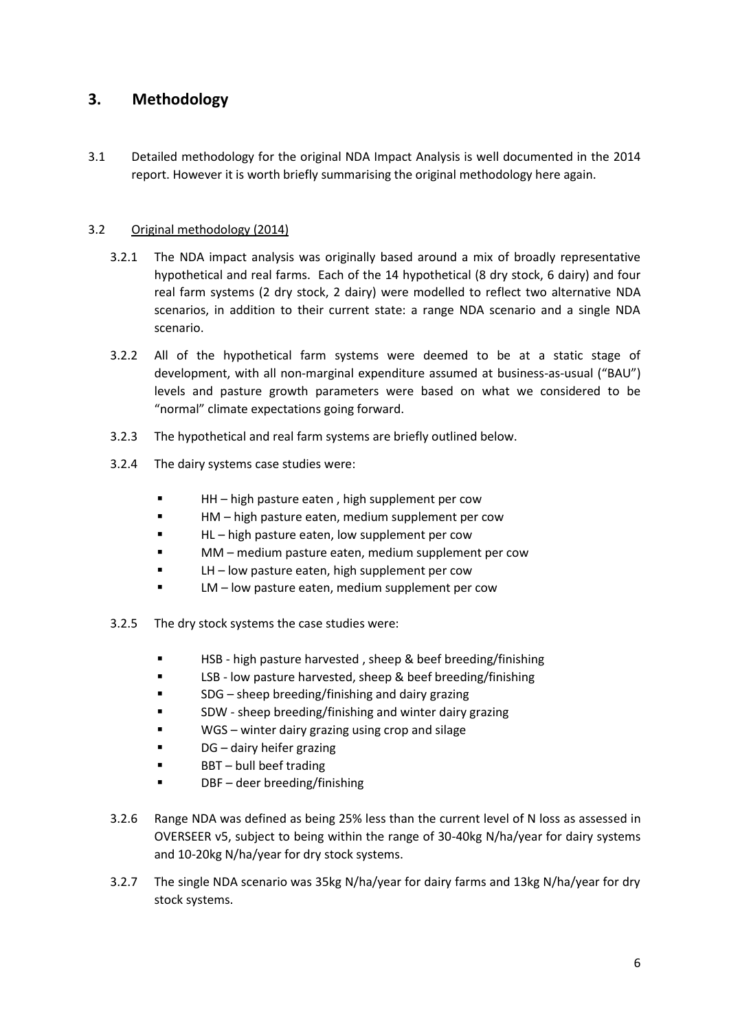## 3. Methodology

3.1 Detailed methodology for the original NDA Impact Analysis is well documented in the 2014 report. However it is worth briefly summarising the original methodology here again.

3.2 <u>Original methodology (2014)</u>

3.2.1 The NDA impact analysis was originally based around a mix of broadly representative hypothetical and real farms. Each of the 14 hypothetical (8 dry stock, 6 dairy) and four real farm systems (2 dry stock, 2 dairy) were modelled to reflect two alternative NDA scenarios, in addition to their current state: a range NDA scenario and a single NDA scenario.

3.2.2 All of the hypothetical farm systems were deemed to be at a static stage of development, with all non-marginal expenditure assumed at business-as-usual ("BAU") levels and pasture growth parameters were based on what we considered to be "normal" climate expectations going forward.

3.2.3 The hypothetical and real farm systems are briefly outlined below.

3.2.4 The dairy systems case studies were:

- HH – high pasture eaten , high supplement per cow
- HM – high pasture eaten, medium supplement per cow
- HL – high pasture eaten, low supplement per cow
- MM – medium pasture eaten, medium supplement per cow
- LH – low pasture eaten, high supplement per cow
- LM – low pasture eaten, medium supplement per cow

3.2.5 The dry stock systems the case studies were:

- HSB - high pasture harvested , sheep & beef breeding/finishing
- LSB - low pasture harvested, sheep & beef breeding/finishing
- SDG – sheep breeding/finishing and dairy grazing
- SDW - sheep breeding/finishing and winter dairy grazing
- WGS – winter dairy grazing using crop and silage
- DG – dairy heifer grazing
- BBT – bull beef trading
- DBF – deer breeding/finishing

3.2.6 Range NDA was defined as being 25% less than the current level of N loss as assessed in OVERSEER v5, subject to being within the range of 30-40kg N/ha/year for dairy systems and 10-20kg N/ha/year for dry stock systems.

3.2.7 The single NDA scenario was 35kg N/ha/year for dairy farms and 13kg N/ha/year for dry stock systems.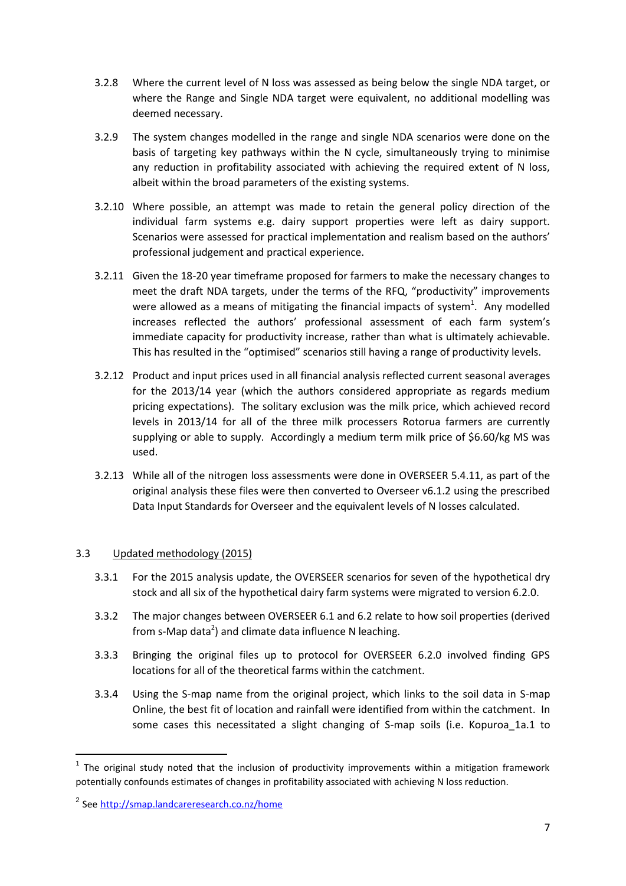3.2.8 Where the current level of N loss was assessed as being below the single NDA target, or where the Range and Single NDA target were equivalent, no additional modelling was deemed necessary.

3.2.9 The system changes modelled in the range and single NDA scenarios were done on the basis of targeting key pathways within the N cycle, simultaneously trying to minimise any reduction in profitability associated with achieving the required extent of N loss, albeit within the broad parameters of the existing systems.

3.2.10 Where possible, an attempt was made to retain the general policy direction of the individual farm systems e.g. dairy support properties were left as dairy support. Scenarios were assessed for practical implementation and realism based on the authors' professional judgement and practical experience.

3.2.11 Given the 18-20 year timeframe proposed for farmers to make the necessary changes to meet the draft NDA targets, under the terms of the RFQ, "productivity" improvements were allowed as a means of mitigating the financial impacts of system[1]. Any modelled increases reflected the authors' professional assessment of each farm system's immediate capacity for productivity increase, rather than what is ultimately achievable. This has resulted in the "optimised" scenarios still having a range of productivity levels.

3.2.12 Product and input prices used in all financial analysis reflected current seasonal averages for the 2013/14 year (which the authors considered appropriate as regards medium pricing expectations). The solitary exclusion was the milk price, which achieved record levels in 2013/14 for all of the three milk processers Rotorua farmers are currently supplying or able to supply. Accordingly a medium term milk price of $6.60/kg MS was used.

3.2.13 While all of the nitrogen loss assessments were done in OVERSEER 5.4.11, as part of the original analysis these files were then converted to Overseer v6.1.2 using the prescribed Data Input Standards for Overseer and the equivalent levels of N losses calculated.

## 3.3 Updated methodology (2015)

3.3.1 For the 2015 analysis update, the OVERSEER scenarios for seven of the hypothetical dry stock and all six of the hypothetical dairy farm systems were migrated to version 6.2.0.

3.3.2 The major changes between OVERSEER 6.1 and 6.2 relate to how soil properties (derived from s-Map data[2]) and climate data influence N leaching.

3.3.3 Bringing the original files up to protocol for OVERSEER 6.2.0 involved finding GPS locations for all of the theoretical farms within the catchment.

3.3.4 Using the S-map name from the original project, which links to the soil data in S-map Online, the best fit of location and rainfall were identified from within the catchment. In some cases this necessitated a slight changing of S-map soils (i.e. Kopuroa_1a.1 to

---

[1] The original study noted that the inclusion of productivity improvements within a mitigation framework potentially confounds estimates of changes in profitability associated with achieving N loss reduction.

[2] See http://smap.landcareresearch.co.nz/home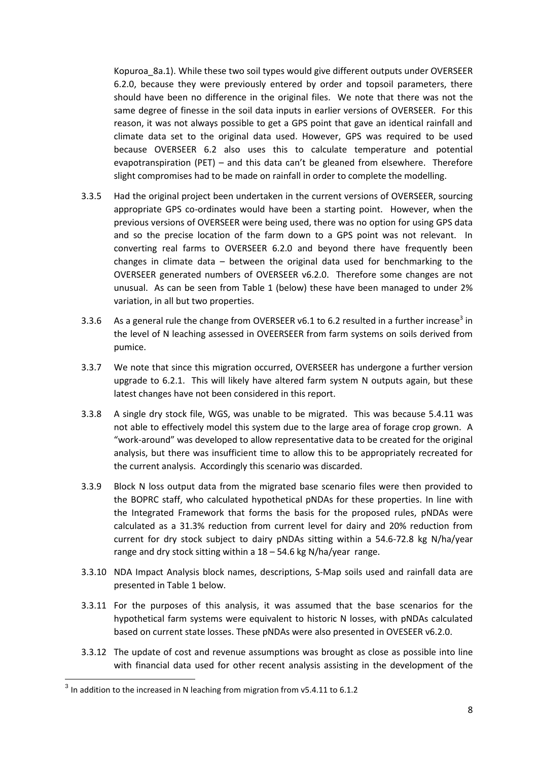Kopuroa_8a.1). While these two soil types would give different outputs under OVERSEER 6.2.0, because they were previously entered by order and topsoil parameters, there should have been no difference in the original files. We note that there was not the same degree of finesse in the soil data inputs in earlier versions of OVERSEER. For this reason, it was not always possible to get a GPS point that gave an identical rainfall and climate data set to the original data used. However, GPS was required to be used because OVERSEER 6.2 also uses this to calculate temperature and potential evapotranspiration (PET) – and this data can't be gleaned from elsewhere. Therefore slight compromises had to be made on rainfall in order to complete the modelling.

3.3.5 Had the original project been undertaken in the current versions of OVERSEER, sourcing appropriate GPS co-ordinates would have been a starting point. However, when the previous versions of OVERSEER were being used, there was no option for using GPS data and so the precise location of the farm down to a GPS point was not relevant. In converting real farms to OVERSEER 6.2.0 and beyond there have frequently been changes in climate data – between the original data used for benchmarking to the OVERSEER generated numbers of OVERSEER v6.2.0. Therefore some changes are not unusual. As can be seen from Table 1 (below) these have been managed to under 2% variation, in all but two properties.

3.3.6 As a general rule the change from OVERSEER v6.1 to 6.2 resulted in a further increase[3] in the level of N leaching assessed in OVEERSEER from farm systems on soils derived from pumice.

3.3.7 We note that since this migration occurred, OVERSEER has undergone a further version upgrade to 6.2.1. This will likely have altered farm system N outputs again, but these latest changes have not been considered in this report.

3.3.8 A single dry stock file, WGS, was unable to be migrated. This was because 5.4.11 was not able to effectively model this system due to the large area of forage crop grown. A "work-around" was developed to allow representative data to be created for the original analysis, but there was insufficient time to allow this to be appropriately recreated for the current analysis. Accordingly this scenario was discarded.

3.3.9 Block N loss output data from the migrated base scenario files were then provided to the BOPRC staff, who calculated hypothetical pNDAs for these properties. In line with the Integrated Framework that forms the basis for the proposed rules, pNDAs were calculated as a 31.3% reduction from current level for dairy and 20% reduction from current for dry stock subject to dairy pNDAs sitting within a 54.6-72.8 kg N/ha/year range and dry stock sitting within a 18 – 54.6 kg N/ha/year range.

3.3.10 NDA Impact Analysis block names, descriptions, S-Map soils used and rainfall data are presented in Table 1 below.

3.3.11 For the purposes of this analysis, it was assumed that the base scenarios for the hypothetical farm systems were equivalent to historic N losses, with pNDAs calculated based on current state losses. These pNDAs were also presented in OVESEER v6.2.0.

3.3.12 The update of cost and revenue assumptions was brought as close as possible into line with financial data used for other recent analysis assisting in the development of the

[3] In addition to the increased in N leaching from migration from v5.4.11 to 6.1.2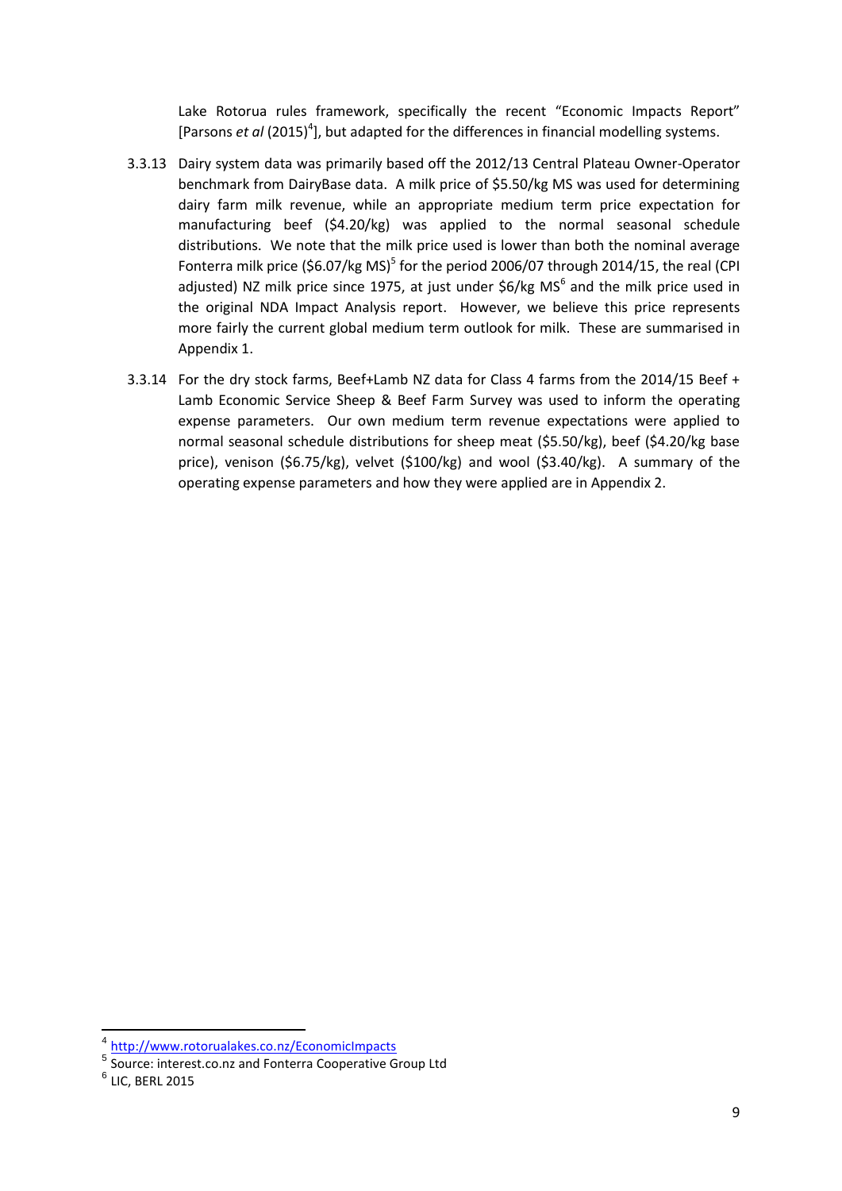Lake Rotorua rules framework, specifically the recent "Economic Impacts Report" [Parsons *et al* (2015)[4]], but adapted for the differences in financial modelling systems.

3.3.13 Dairy system data was primarily based off the 2012/13 Central Plateau Owner-Operator benchmark from DairyBase data. A milk price of $5.50/kg MS was used for determining dairy farm milk revenue, while an appropriate medium term price expectation for manufacturing beef ($4.20/kg) was applied to the normal seasonal schedule distributions. We note that the milk price used is lower than both the nominal average Fonterra milk price ($6.07/kg MS)[5] for the period 2006/07 through 2014/15, the real (CPI adjusted) NZ milk price since 1975, at just under $6/kg MS[6] and the milk price used in the original NDA Impact Analysis report. However, we believe this price represents more fairly the current global medium term outlook for milk. These are summarised in Appendix 1.

3.3.14 For the dry stock farms, Beef+Lamb NZ data for Class 4 farms from the 2014/15 Beef + Lamb Economic Service Sheep & Beef Farm Survey was used to inform the operating expense parameters. Our own medium term revenue expectations were applied to normal seasonal schedule distributions for sheep meat ($5.50/kg), beef ($4.20/kg base price), venison ($6.75/kg), velvet ($100/kg) and wool ($3.40/kg). A summary of the operating expense parameters and how they were applied are in Appendix 2.

---

[4] http://www.rotorualakes.co.nz/EconomicImpacts

[5] Source: interest.co.nz and Fonterra Cooperative Group Ltd

[6] LIC, BERL 2015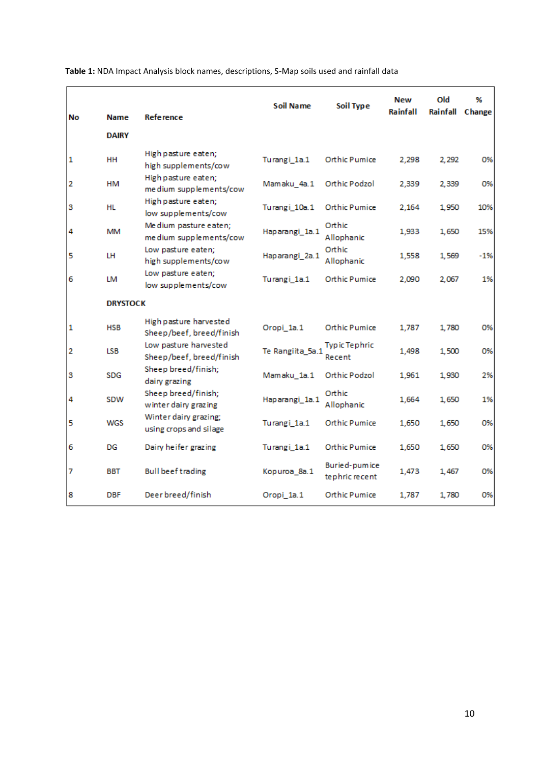**Table 1:** NDA Impact Analysis block names, descriptions, S-Map soils used and rainfall data

| No | Name | Reference | Soil Name | Soil Type | New Rainfall | Old Rainfall | % Change |
|---|---|---|---|---|---|---|---|
| | **DAIRY** | | | | | | |
| 1 | HH | High pasture eaten; high supplements/cow | Turangi_1a.1 | Orthic Pumice | 2,298 | 2,292 | 0% |
| 2 | HM | High pasture eaten; medium supplements/cow | Mamaku_4a.1 | Orthic Podzol | 2,339 | 2,339 | 0% |
| 3 | HL | High pasture eaten; low supplements/cow | Turangi_10a.1 | Orthic Pumice | 2,164 | 1,950 | 10% |
| 4 | MM | Medium pasture eaten; medium supplements/cow | Haparangi_1a.1 | Orthic Allophanic | 1,933 | 1,650 | 15% |
| 5 | LH | Low pasture eaten; high supplements/cow | Haparangi_2a.1 | Orthic Allophanic | 1,558 | 1,569 | -1% |
| 6 | LM | Low pasture eaten; low supplements/cow | Turangi_1a.1 | Orthic Pumice | 2,090 | 2,067 | 1% |
| | **DRYSTOCK** | | | | | | |
| 1 | HSB | High pasture harvested Sheep/beef, breed/finish | Oropi_1a.1 | Orthic Pumice | 1,787 | 1,780 | 0% |
| 2 | LSB | Low pasture harvested Sheep/beef, breed/finish | Te Rangiita_5a.1 | Typic Tephric Recent | 1,498 | 1,500 | 0% |
| 3 | SDG | Sheep breed/finish; dairy grazing | Mamaku_1a.1 | Orthic Podzol | 1,961 | 1,930 | 2% |
| 4 | SDW | Sheep breed/finish; winter dairy grazing | Haparangi_1a.1 | Orthic Allophanic | 1,664 | 1,650 | 1% |
| 5 | WGS | Winter dairy grazing; using crops and silage | Turangi_1a.1 | Orthic Pumice | 1,650 | 1,650 | 0% |
| 6 | DG | Dairy heifer grazing | Turangi_1a.1 | Orthic Pumice | 1,650 | 1,650 | 0% |
| 7 | BBT | Bull beef trading | Kopuroa_8a.1 | Buried-pumice tephric recent | 1,473 | 1,467 | 0% |
| 8 | DBF | Deer breed/finish | Oropi_1a.1 | Orthic Pumice | 1,787 | 1,780 | 0% |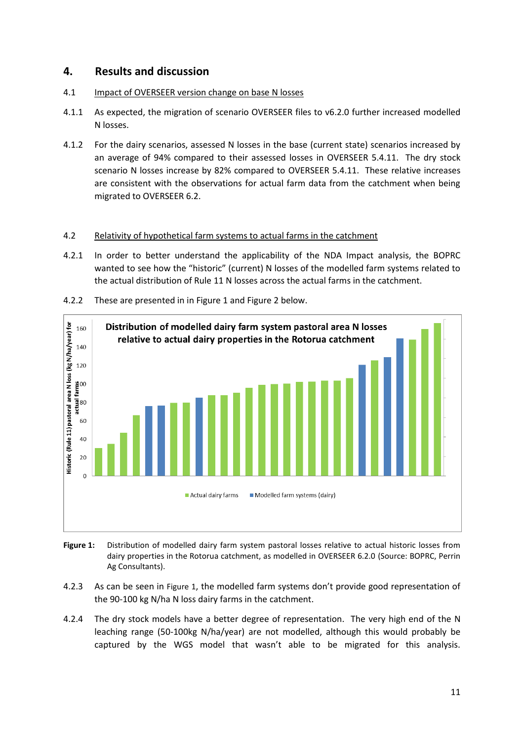# 4. Results and discussion

## 4.1 Impact of OVERSEER version change on base N losses

4.1.1 As expected, the migration of scenario OVERSEER files to v6.2.0 further increased modelled N losses.

4.1.2 For the dairy scenarios, assessed N losses in the base (current state) scenarios increased by an average of 94% compared to their assessed losses in OVERSEER 5.4.11. The dry stock scenario N losses increase by 82% compared to OVERSEER 5.4.11. These relative increases are consistent with the observations for actual farm data from the catchment when being migrated to OVERSEER 6.2.

## 4.2 Relativity of hypothetical farm systems to actual farms in the catchment

4.2.1 In order to better understand the applicability of the NDA Impact analysis, the BOPRC wanted to see how the "historic" (current) N losses of the modelled farm systems related to the actual distribution of Rule 11 N losses across the actual farms in the catchment.

4.2.2 These are presented in in Figure 1 and Figure 2 below.

**Distribution of modelled dairy farm system pastoral area N losses relative to actual dairy properties in the Rotorua catchment**

**Figure 1:** Distribution of modelled dairy farm system pastoral losses relative to actual historic losses from dairy properties in the Rotorua catchment, as modelled in OVERSEER 6.2.0 (Source: BOPRC, Perrin Ag Consultants).

4.2.3 As can be seen in Figure 1, the modelled farm systems don't provide good representation of the 90-100 kg N/ha N loss dairy farms in the catchment.

4.2.4 The dry stock models have a better degree of representation. The very high end of the N leaching range (50-100kg N/ha/year) are not modelled, although this would probably be captured by the WGS model that wasn't able to be migrated for this analysis.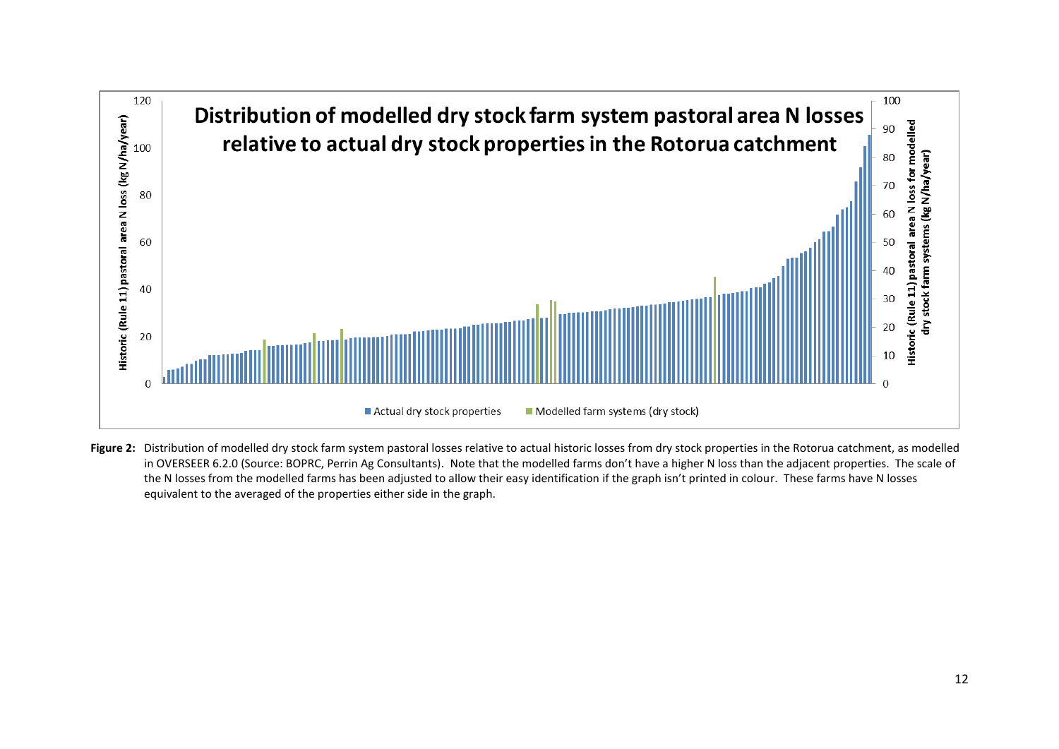**Figure 2:** Distribution of modelled dry stock farm system pastoral losses relative to actual historic losses from dry stock properties in the Rotorua catchment, as modelled in OVERSEER 6.2.0 (Source: BOPRC, Perrin Ag Consultants). Note that the modelled farms don't have a higher N loss than the adjacent properties. The scale of the N losses from the modelled farms has been adjusted to allow their easy identification if the graph isn't printed in colour. These farms have N losses equivalent to the averaged of the properties either side in the graph.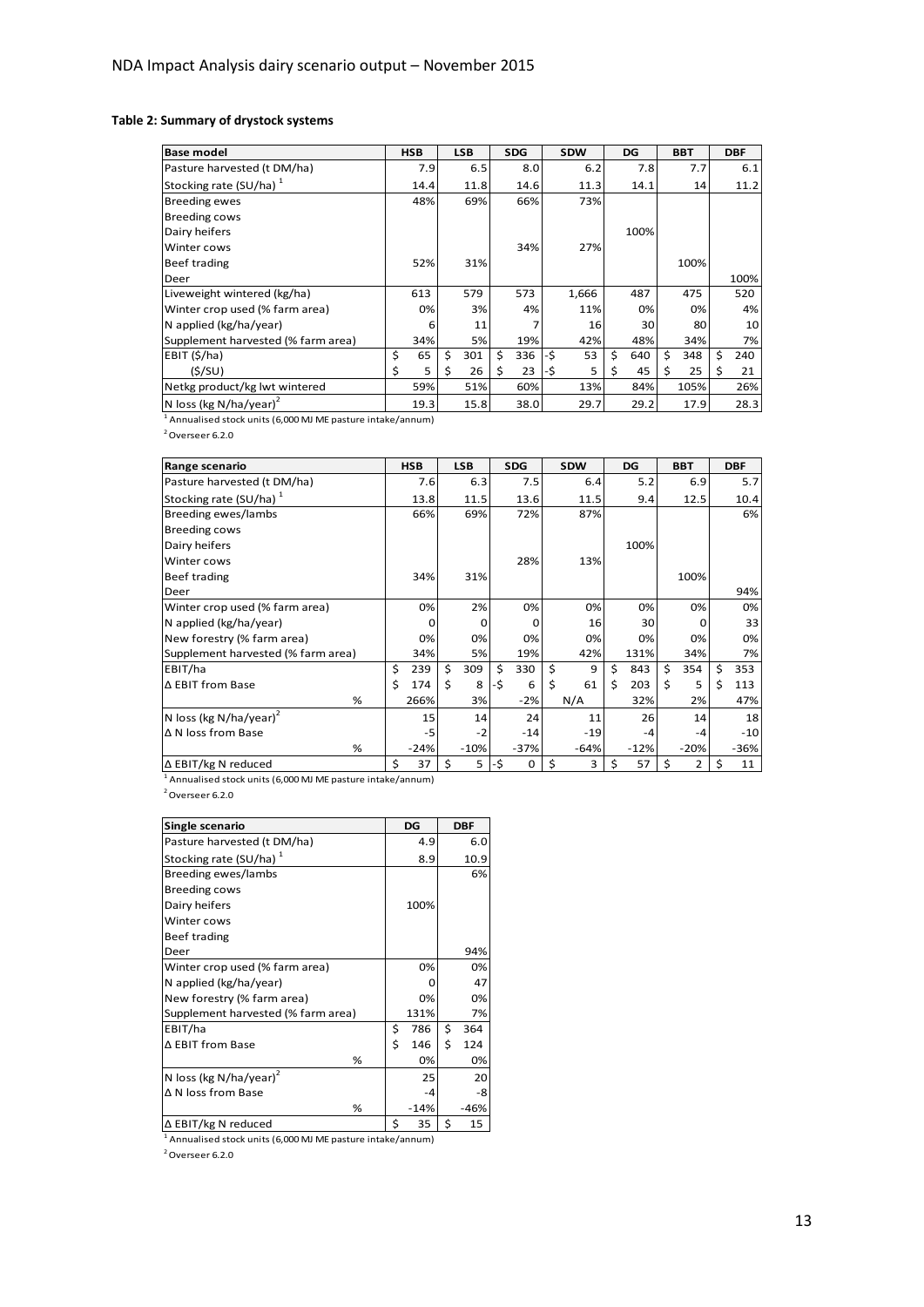**Table 2: Summary of drystock systems**

| Base model | HSB | LSB | SDG | SDW | DG | BBT | DBF |
|---|---|---|---|---|---|---|---|
| Pasture harvested (t DM/ha) | 7.9 | 6.5 | 8.0 | 6.2 | 7.8 | 7.7 | 6.1 |
| Stocking rate (SU/ha) [1] | 14.4 | 11.8 | 14.6 | 11.3 | 14.1 | 14 | 11.2 |
| Breeding ewes | 48% | 69% | 66% | 73% | | | |
| Breeding cows | | | | | | | |
| Dairy heifers | | | | | 100% | | |
| Winter cows | | | 34% | 27% | | | |
| Beef trading | 52% | 31% | | | | 100% | |
| Deer | | | | | | | 100% |
| Liveweight wintered (kg/ha) | 613 | 579 | 573 | 1,666 | 487 | 475 | 520 |
| Winter crop used (% farm area) | 0% | 3% | 4% | 11% | 0% | 0% | 4% |
| N applied (kg/ha/year) | 6 | 11 | 7 | 16 | 30 | 80 | 10 |
| Supplement harvested (% farm area) | 34% | 5% | 19% | 42% | 48% | 34% | 7% |
| EBIT ($/ha) | $ 65 | $ 301 | $ 336 | -$ 53 | $ 640 | $ 348 | $ 240 |
| ($/SU) | $ 5 | $ 26 | $ 23 | -$ 5 | $ 45 | $ 25 | $ 21 |
| Netkg product/kg lwt wintered | 59% | 51% | 60% | 13% | 84% | 105% | 26% |
| N loss (kg N/ha/year) [2] | 19.3 | 15.8 | 38.0 | 29.7 | 29.2 | 17.9 | 28.3 |

[1] Annualised stock units (6,000 MJ ME pasture intake/annum)

[2] Overseer 6.2.0

| Range scenario | HSB | LSB | SDG | SDW | DG | BBT | DBF |
|---|---|---|---|---|---|---|---|
| Pasture harvested (t DM/ha) | 7.6 | 6.3 | 7.5 | 6.4 | 5.2 | 6.9 | 5.7 |
| Stocking rate (SU/ha) [1] | 13.8 | 11.5 | 13.6 | 11.5 | 9.4 | 12.5 | 10.4 |
| Breeding ewes/lambs | 66% | 69% | 72% | 87% | | | 6% |
| Breeding cows | | | | | | | |
| Dairy heifers | | | | | 100% | | |
| Winter cows | | | 28% | 13% | | | |
| Beef trading | 34% | 31% | | | | 100% | |
| Deer | | | | | | | 94% |
| Winter crop used (% farm area) | 0% | 2% | 0% | 0% | 0% | 0% | 0% |
| N applied (kg/ha/year) | 0 | 0 | 0 | 16 | 30 | 0 | 33 |
| New forestry (% farm area) | 0% | 0% | 0% | 0% | 0% | 0% | 0% |
| Supplement harvested (% farm area) | 34% | 5% | 19% | 42% | 131% | 34% | 7% |
| EBIT/ha | $ 239 | $ 309 | $ 330 | $ 9 | $ 843 | $ 354 | $ 353 |
| Δ EBIT from Base | $ 174 | $ 8 | -$ 6 | $ 61 | $ 203 | $ 5 | $ 113 |
| % | 266% | 3% | -2% | N/A | 32% | 2% | 47% |
| N loss (kg N/ha/year) [2] | 15 | 14 | 24 | 11 | 26 | 14 | 18 |
| Δ N loss from Base | -5 | -2 | -14 | -19 | -4 | -4 | -10 |
| % | -24% | -10% | -37% | -64% | -12% | -20% | -36% |
| Δ EBIT/kg N reduced | $ 37 | $ 5 | -$ 0 | $ 3 | $ 57 | $ 2 | $ 11 |

[1] Annualised stock units (6,000 MJ ME pasture intake/annum)

[2] Overseer 6.2.0

| Single scenario | DG | DBF |
|---|---|---|
| Pasture harvested (t DM/ha) | 4.9 | 6.0 |
| Stocking rate (SU/ha) [1] | 8.9 | 10.9 |
| Breeding ewes/lambs | | 6% |
| Breeding cows | | |
| Dairy heifers | 100% | |
| Winter cows | | |
| Beef trading | | |
| Deer | | 94% |
| Winter crop used (% farm area) | 0% | 0% |
| N applied (kg/ha/year) | 0 | 47 |
| New forestry (% farm area) | 0% | 0% |
| Supplement harvested (% farm area) | 131% | 7% |
| EBIT/ha | $ 786 | $ 364 |
| Δ EBIT from Base | $ 146 | $ 124 |
| % | 0% | 0% |
| N loss (kg N/ha/year) [2] | 25 | 20 |
| Δ N loss from Base | -4 | -8 |
| % | -14% | -46% |
| Δ EBIT/kg N reduced | $ 35 | $ 15 |

[1] Annualised stock units (6,000 MJ ME pasture intake/annum)

[2] Overseer 6.2.0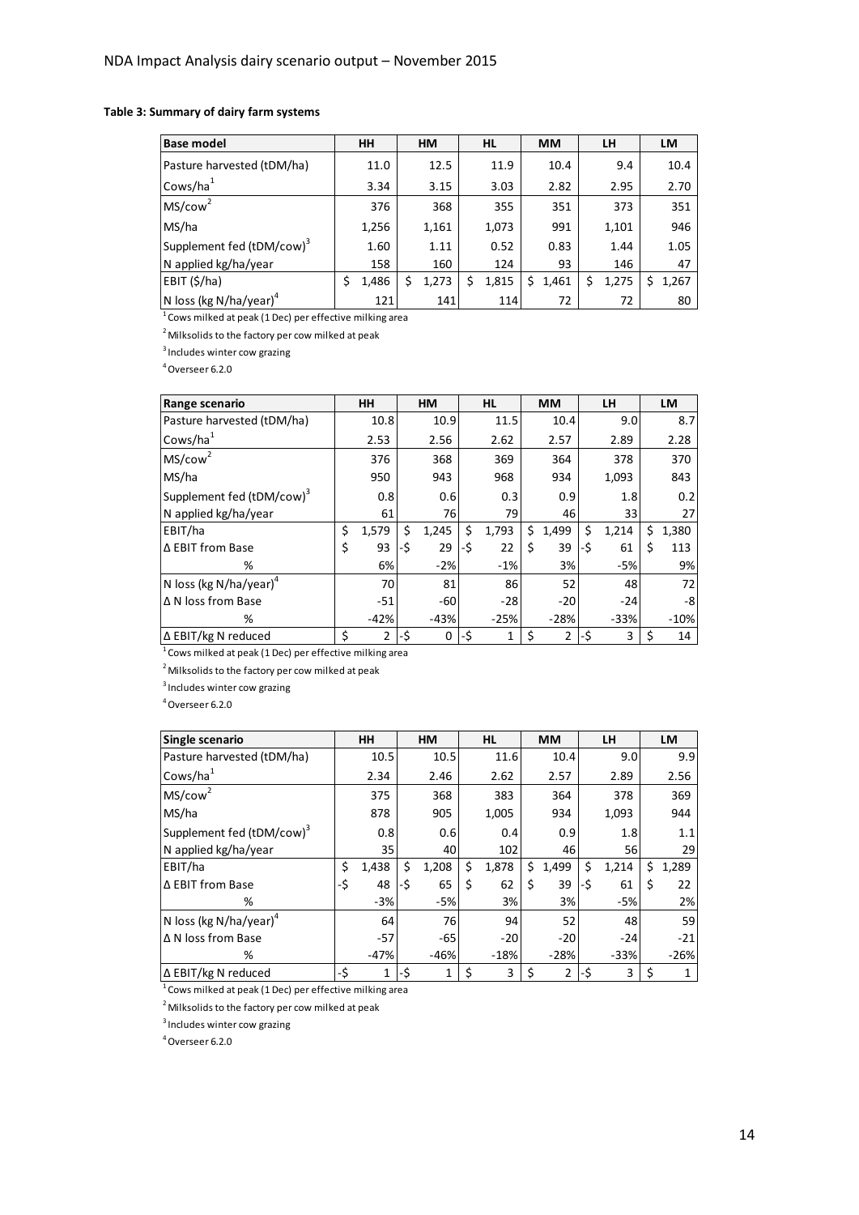**Table 3: Summary of dairy farm systems**

| Base model | HH | HM | HL | MM | LH | LM |
|---|---|---|---|---|---|---|
| Pasture harvested (tDM/ha) | 11.0 | 12.5 | 11.9 | 10.4 | 9.4 | 10.4 |
| Cows/ha[1] | 3.34 | 3.15 | 3.03 | 2.82 | 2.95 | 2.70 |
| MS/cow[2] | 376 | 368 | 355 | 351 | 373 | 351 |
| MS/ha | 1,256 | 1,161 | 1,073 | 991 | 1,101 | 946 |
| Supplement fed (tDM/cow)[3] | 1.60 | 1.11 | 0.52 | 0.83 | 1.44 | 1.05 |
| N applied kg/ha/year | 158 | 160 | 124 | 93 | 146 | 47 |
| EBIT ($/ha) | $ 1,486 | $ 1,273 | $ 1,815 | $ 1,461 | $ 1,275 | $ 1,267 |
| N loss (kg N/ha/year)[4] | 121 | 141 | 114 | 72 | 72 | 80 |

[1] Cows milked at peak (1 Dec) per effective milking area

[2] Milksolids to the factory per cow milked at peak

[3] Includes winter cow grazing

[4] Overseer 6.2.0

| Range scenario | HH | HM | HL | MM | LH | LM |
|---|---|---|---|---|---|---|
| Pasture harvested (tDM/ha) | 10.8 | 10.9 | 11.5 | 10.4 | 9.0 | 8.7 |
| Cows/ha[1] | 2.53 | 2.56 | 2.62 | 2.57 | 2.89 | 2.28 |
| MS/cow[2] | 376 | 368 | 369 | 364 | 378 | 370 |
| MS/ha | 950 | 943 | 968 | 934 | 1,093 | 843 |
| Supplement fed (tDM/cow)[3] | 0.8 | 0.6 | 0.3 | 0.9 | 1.8 | 0.2 |
| N applied kg/ha/year | 61 | 76 | 79 | 46 | 33 | 27 |
| EBIT/ha | $ 1,579 | $ 1,245 | $ 1,793 | $ 1,499 | $ 1,214 | $ 1,380 |
| Δ EBIT from Base | $ 93 | -$ 29 | -$ 22 | $ 39 | -$ 61 | $ 113 |
| % | 6% | -2% | -1% | 3% | -5% | 9% |
| N loss (kg N/ha/year)[4] | 70 | 81 | 86 | 52 | 48 | 72 |
| Δ N loss from Base | -51 | -60 | -28 | -20 | -24 | -8 |
| % | -42% | -43% | -25% | -28% | -33% | -10% |
| Δ EBIT/kg N reduced | $ 2 | -$ 0 | -$ 1 | $ 2 | -$ 3 | $ 14 |

[1] Cows milked at peak (1 Dec) per effective milking area

[2] Milksolids to the factory per cow milked at peak

[3] Includes winter cow grazing

[4] Overseer 6.2.0

| Single scenario | HH | HM | HL | MM | LH | LM |
|---|---|---|---|---|---|---|
| Pasture harvested (tDM/ha) | 10.5 | 10.5 | 11.6 | 10.4 | 9.0 | 9.9 |
| Cows/ha[1] | 2.34 | 2.46 | 2.62 | 2.57 | 2.89 | 2.56 |
| MS/cow[2] | 375 | 368 | 383 | 364 | 378 | 369 |
| MS/ha | 878 | 905 | 1,005 | 934 | 1,093 | 944 |
| Supplement fed (tDM/cow)[3] | 0.8 | 0.6 | 0.4 | 0.9 | 1.8 | 1.1 |
| N applied kg/ha/year | 35 | 40 | 102 | 46 | 56 | 29 |
| EBIT/ha | $ 1,438 | $ 1,208 | $ 1,878 | $ 1,499 | $ 1,214 | $ 1,289 |
| Δ EBIT from Base | -$ 48 | -$ 65 | $ 62 | $ 39 | -$ 61 | $ 22 |
| % | -3% | -5% | 3% | 3% | -5% | 2% |
| N loss (kg N/ha/year)[4] | 64 | 76 | 94 | 52 | 48 | 59 |
| Δ N loss from Base | -57 | -65 | -20 | -20 | -24 | -21 |
| % | -47% | -46% | -18% | -28% | -33% | -26% |
| Δ EBIT/kg N reduced | -$ 1 | -$ 1 | $ 3 | $ 2 | -$ 3 | $ 1 |

[1] Cows milked at peak (1 Dec) per effective milking area

[2] Milksolids to the factory per cow milked at peak

[3] Includes winter cow grazing

[4] Overseer 6.2.0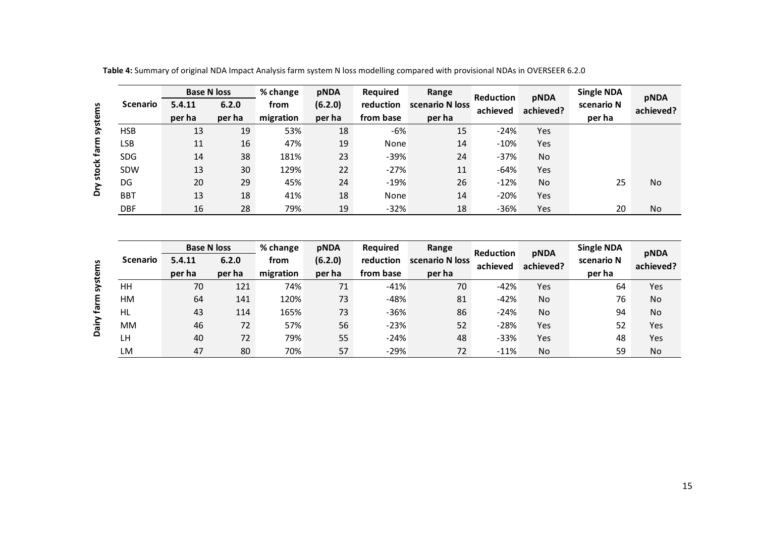**Table 4:** Summary of original NDA Impact Analysis farm system N loss modelling compared with provisional NDAs in OVERSEER 6.2.0

**Dry stock farm systems**

| Scenario | Base N loss | | % change from migration | pNDA (6.2.0) per ha | Required reduction from base | Range scenario N loss per ha | Reduction achieved | pNDA achieved? | Single NDA scenario N per ha | pNDA achieved? |
|---|---|---|---|---|---|---|---|---|---|---|
| | 5.4.11 per ha | 6.2.0 per ha | | | | | | | | |
| HSB | 13 | 19 | 53% | 18 | -6% | 15 | -24% | Yes | | |
| LSB | 11 | 16 | 47% | 19 | None | 14 | -10% | Yes | | |
| SDG | 14 | 38 | 181% | 23 | -39% | 24 | -37% | No | | |
| SDW | 13 | 30 | 129% | 22 | -27% | 11 | -64% | Yes | | |
| DG | 20 | 29 | 45% | 24 | -19% | 26 | -12% | No | 25 | No |
| BBT | 13 | 18 | 41% | 18 | None | 14 | -20% | Yes | | |
| DBF | 16 | 28 | 79% | 19 | -32% | 18 | -36% | Yes | 20 | No |

**Dairy farm systems**

| Scenario | Base N loss | | % change from migration | pNDA (6.2.0) per ha | Required reduction from base | Range scenario N loss per ha | Reduction achieved | pNDA achieved? | Single NDA scenario N per ha | pNDA achieved? |
|---|---|---|---|---|---|---|---|---|---|---|
| | 5.4.11 per ha | 6.2.0 per ha | | | | | | | | |
| HH | 70 | 121 | 74% | 71 | -41% | 70 | -42% | Yes | 64 | Yes |
| HM | 64 | 141 | 120% | 73 | -48% | 81 | -42% | No | 76 | No |
| HL | 43 | 114 | 165% | 73 | -36% | 86 | -24% | No | 94 | No |
| MM | 46 | 72 | 57% | 56 | -23% | 52 | -28% | Yes | 52 | Yes |
| LH | 40 | 72 | 79% | 55 | -24% | 48 | -33% | Yes | 48 | Yes |
| LM | 47 | 80 | 70% | 57 | -29% | 72 | -11% | No | 59 | No |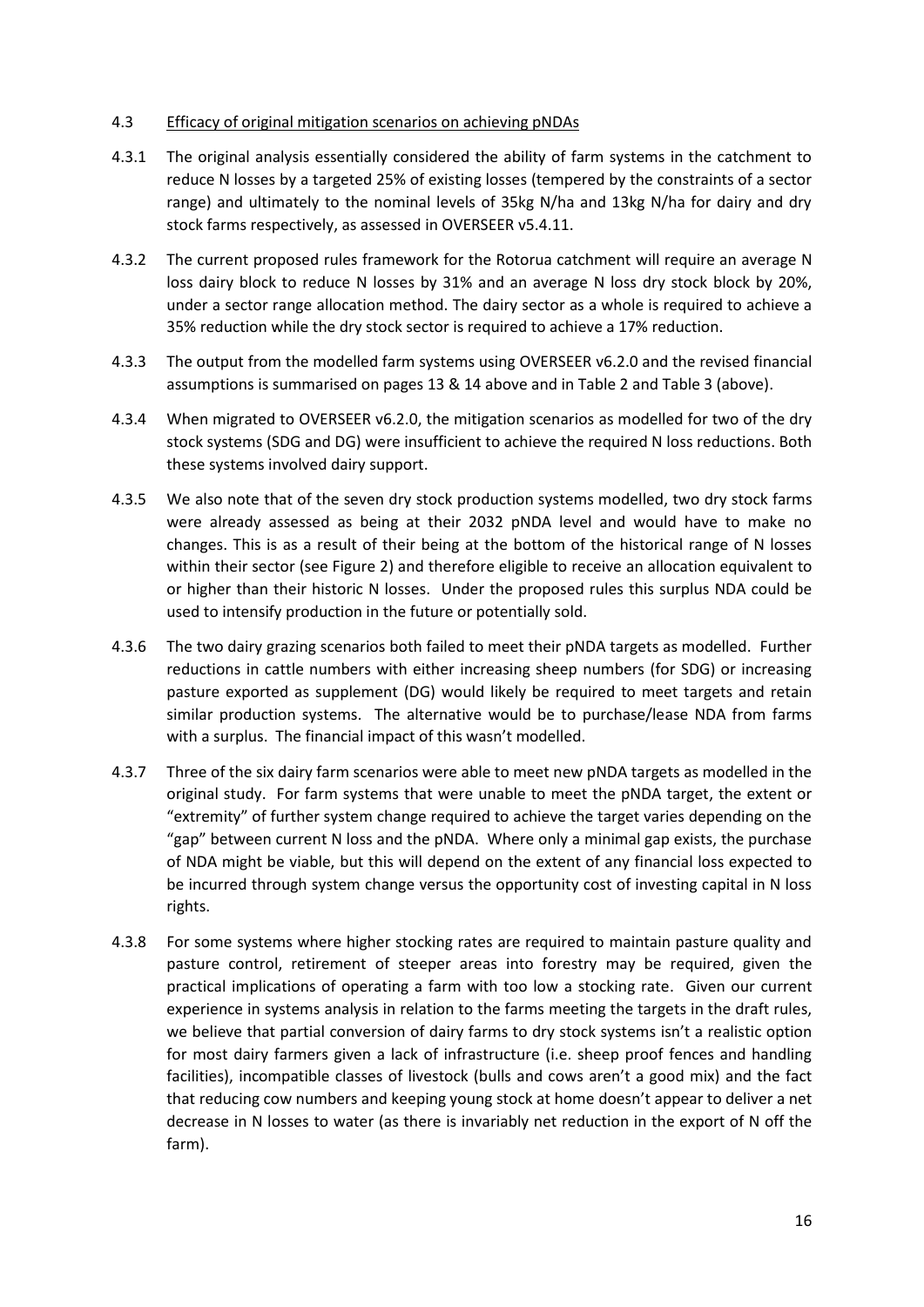### 4.3 Efficacy of original mitigation scenarios on achieving pNDAs

4.3.1 The original analysis essentially considered the ability of farm systems in the catchment to reduce N losses by a targeted 25% of existing losses (tempered by the constraints of a sector range) and ultimately to the nominal levels of 35kg N/ha and 13kg N/ha for dairy and dry stock farms respectively, as assessed in OVERSEER v5.4.11.

4.3.2 The current proposed rules framework for the Rotorua catchment will require an average N loss dairy block to reduce N losses by 31% and an average N loss dry stock block by 20%, under a sector range allocation method. The dairy sector as a whole is required to achieve a 35% reduction while the dry stock sector is required to achieve a 17% reduction.

4.3.3 The output from the modelled farm systems using OVERSEER v6.2.0 and the revised financial assumptions is summarised on pages 13 & 14 above and in Table 2 and Table 3 (above).

4.3.4 When migrated to OVERSEER v6.2.0, the mitigation scenarios as modelled for two of the dry stock systems (SDG and DG) were insufficient to achieve the required N loss reductions. Both these systems involved dairy support.

4.3.5 We also note that of the seven dry stock production systems modelled, two dry stock farms were already assessed as being at their 2032 pNDA level and would have to make no changes. This is as a result of their being at the bottom of the historical range of N losses within their sector (see Figure 2) and therefore eligible to receive an allocation equivalent to or higher than their historic N losses. Under the proposed rules this surplus NDA could be used to intensify production in the future or potentially sold.

4.3.6 The two dairy grazing scenarios both failed to meet their pNDA targets as modelled. Further reductions in cattle numbers with either increasing sheep numbers (for SDG) or increasing pasture exported as supplement (DG) would likely be required to meet targets and retain similar production systems. The alternative would be to purchase/lease NDA from farms with a surplus. The financial impact of this wasn't modelled.

4.3.7 Three of the six dairy farm scenarios were able to meet new pNDA targets as modelled in the original study. For farm systems that were unable to meet the pNDA target, the extent or "extremity" of further system change required to achieve the target varies depending on the "gap" between current N loss and the pNDA. Where only a minimal gap exists, the purchase of NDA might be viable, but this will depend on the extent of any financial loss expected to be incurred through system change versus the opportunity cost of investing capital in N loss rights.

4.3.8 For some systems where higher stocking rates are required to maintain pasture quality and pasture control, retirement of steeper areas into forestry may be required, given the practical implications of operating a farm with too low a stocking rate. Given our current experience in systems analysis in relation to the farms meeting the targets in the draft rules, we believe that partial conversion of dairy farms to dry stock systems isn't a realistic option for most dairy farmers given a lack of infrastructure (i.e. sheep proof fences and handling facilities), incompatible classes of livestock (bulls and cows aren't a good mix) and the fact that reducing cow numbers and keeping young stock at home doesn't appear to deliver a net decrease in N losses to water (as there is invariably net reduction in the export of N off the farm).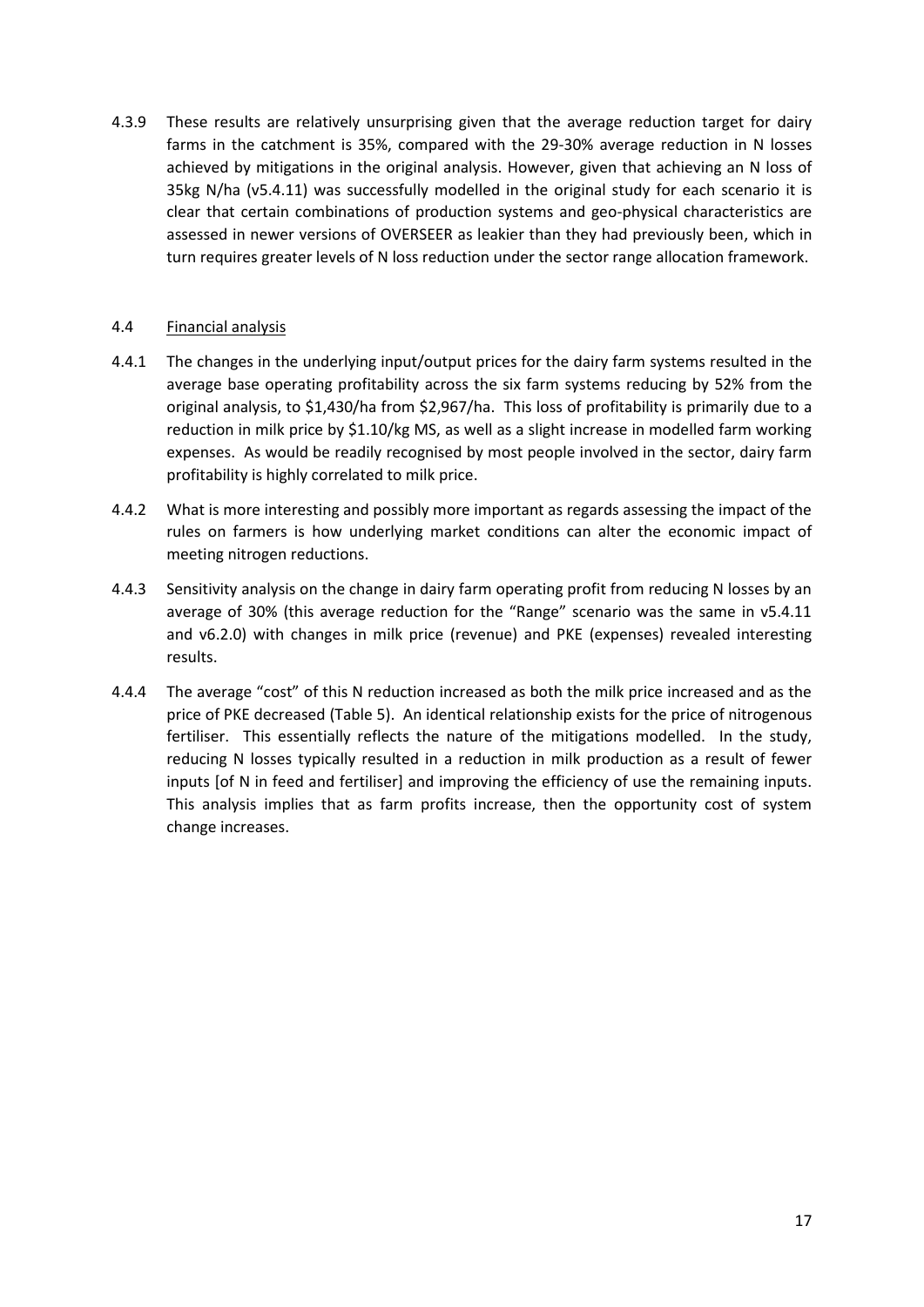4.3.9 These results are relatively unsurprising given that the average reduction target for dairy farms in the catchment is 35%, compared with the 29-30% average reduction in N losses achieved by mitigations in the original analysis. However, given that achieving an N loss of 35kg N/ha (v5.4.11) was successfully modelled in the original study for each scenario it is clear that certain combinations of production systems and geo-physical characteristics are assessed in newer versions of OVERSEER as leakier than they had previously been, which in turn requires greater levels of N loss reduction under the sector range allocation framework.

4.4 <u>Financial analysis</u>

4.4.1 The changes in the underlying input/output prices for the dairy farm systems resulted in the average base operating profitability across the six farm systems reducing by 52% from the original analysis, to $1,430/ha from $2,967/ha. This loss of profitability is primarily due to a reduction in milk price by $1.10/kg MS, as well as a slight increase in modelled farm working expenses. As would be readily recognised by most people involved in the sector, dairy farm profitability is highly correlated to milk price.

4.4.2 What is more interesting and possibly more important as regards assessing the impact of the rules on farmers is how underlying market conditions can alter the economic impact of meeting nitrogen reductions.

4.4.3 Sensitivity analysis on the change in dairy farm operating profit from reducing N losses by an average of 30% (this average reduction for the "Range" scenario was the same in v5.4.11 and v6.2.0) with changes in milk price (revenue) and PKE (expenses) revealed interesting results.

4.4.4 The average "cost" of this N reduction increased as both the milk price increased and as the price of PKE decreased (Table 5). An identical relationship exists for the price of nitrogenous fertiliser. This essentially reflects the nature of the mitigations modelled. In the study, reducing N losses typically resulted in a reduction in milk production as a result of fewer inputs [of N in feed and fertiliser] and improving the efficiency of use the remaining inputs. This analysis implies that as farm profits increase, then the opportunity cost of system change increases.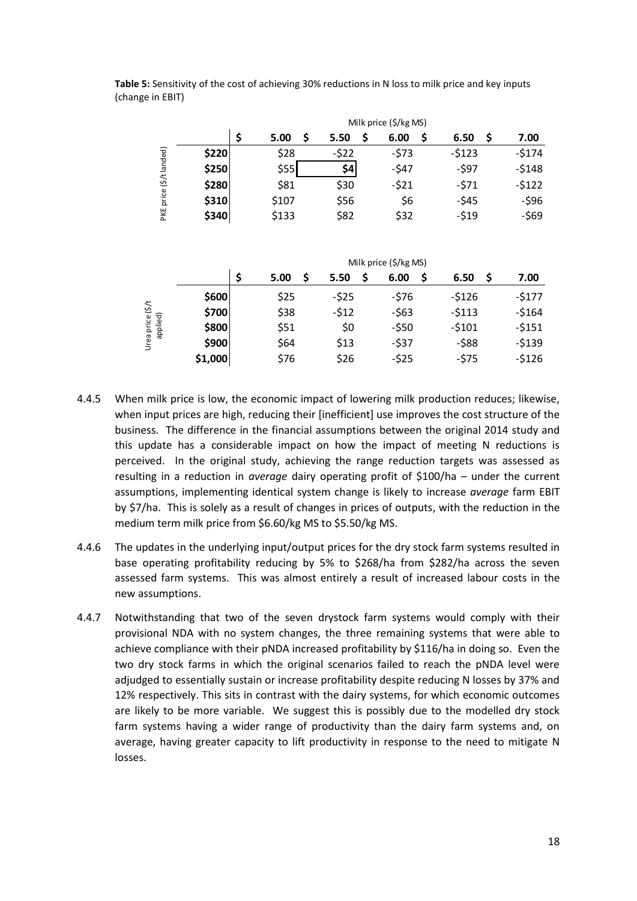**Table 5:** Sensitivity of the cost of achieving 30% reductions in N loss to milk price and key inputs (change in EBIT)

| PKE price ($/t landed) | Milk price ($/kg MS) $ 5.00 | $ 5.50 | $ 6.00 | $ 6.50 | $ 7.00 |
|---|---|---|---|---|---|
| **$220** | $28 | -$22 | -$73 | -$123 | -$174 |
| **$250** | $55 | **$4** | -$47 | -$97 | -$148 |
| **$280** | $81 | $30 | -$21 | -$71 | -$122 |
| **$310** | $107 | $56 | $6 | -$45 | -$96 |
| **$340** | $133 | $82 | $32 | -$19 | -$69 |

| Urea price ($/t applied) | Milk price ($/kg MS) $ 5.00 | $ 5.50 | $ 6.00 | $ 6.50 | $ 7.00 |
|---|---|---|---|---|---|
| **$600** | $25 | -$25 | -$76 | -$126 | -$177 |
| **$700** | $38 | -$12 | -$63 | -$113 | -$164 |
| **$800** | $51 | $0 | -$50 | -$101 | -$151 |
| **$900** | $64 | $13 | -$37 | -$88 | -$139 |
| **$1,000** | $76 | $26 | -$25 | -$75 | -$126 |

4.4.5 When milk price is low, the economic impact of lowering milk production reduces; likewise, when input prices are high, reducing their [inefficient] use improves the cost structure of the business. The difference in the financial assumptions between the original 2014 study and this update has a considerable impact on how the impact of meeting N reductions is perceived. In the original study, achieving the range reduction targets was assessed as resulting in a reduction in *average* dairy operating profit of $100/ha – under the current assumptions, implementing identical system change is likely to increase *average* farm EBIT by $7/ha. This is solely as a result of changes in prices of outputs, with the reduction in the medium term milk price from $6.60/kg MS to $5.50/kg MS.

4.4.6 The updates in the underlying input/output prices for the dry stock farm systems resulted in base operating profitability reducing by 5% to $268/ha from $282/ha across the seven assessed farm systems. This was almost entirely a result of increased labour costs in the new assumptions.

4.4.7 Notwithstanding that two of the seven drystock farm systems would comply with their provisional NDA with no system changes, the three remaining systems that were able to achieve compliance with their pNDA increased profitability by $116/ha in doing so. Even the two dry stock farms in which the original scenarios failed to reach the pNDA level were adjudged to essentially sustain or increase profitability despite reducing N losses by 37% and 12% respectively. This sits in contrast with the dairy systems, for which economic outcomes are likely to be more variable. We suggest this is possibly due to the modelled dry stock farm systems having a wider range of productivity than the dairy farm systems and, on average, having greater capacity to lift productivity in response to the need to mitigate N losses.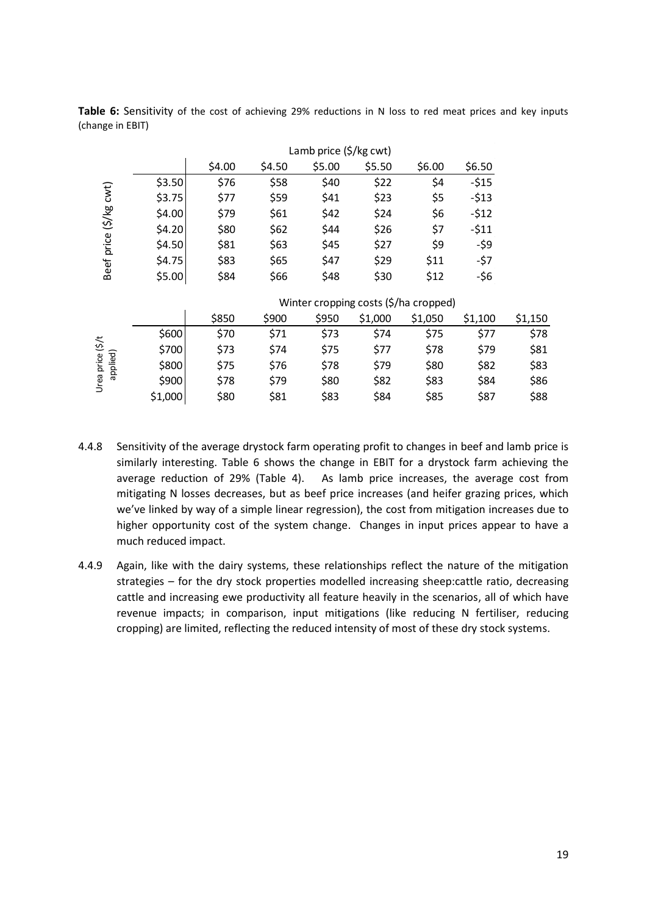**Table 6:** Sensitivity of the cost of achieving 29% reductions in N loss to red meat prices and key inputs (change in EBIT)

| Beef price ($/kg cwt) | Lamb price ($/kg cwt) | | | | | |
|---|---|---|---|---|---|---|
| | $4.00 | $4.50 | $5.00 | $5.50 | $6.00 | $6.50 |
| $3.50 | $76 | $58 | $40 | $22 | $4 | -$15 |
| $3.75 | $77 | $59 | $41 | $23 | $5 | -$13 |
| $4.00 | $79 | $61 | $42 | $24 | $6 | -$12 |
| $4.20 | $80 | $62 | $44 | $26 | $7 | -$11 |
| $4.50 | $81 | $63 | $45 | $27 | $9 | -$9 |
| $4.75 | $83 | $65 | $47 | $29 | $11 | -$7 |
| $5.00 | $84 | $66 | $48 | $30 | $12 | -$6 |

| Urea price ($/t applied) | Winter cropping costs ($/ha cropped) | | | | | | |
|---|---|---|---|---|---|---|---|
| | $850 | $900 | $950 | $1,000 | $1,050 | $1,100 | $1,150 |
| $600 | $70 | $71 | $73 | $74 | $75 | $77 | $78 |
| $700 | $73 | $74 | $75 | $77 | $78 | $79 | $81 |
| $800 | $75 | $76 | $78 | $79 | $80 | $82 | $83 |
| $900 | $78 | $79 | $80 | $82 | $83 | $84 | $86 |
| $1,000 | $80 | $81 | $83 | $84 | $85 | $87 | $88 |

4.4.8 Sensitivity of the average drystock farm operating profit to changes in beef and lamb price is similarly interesting. Table 6 shows the change in EBIT for a drystock farm achieving the average reduction of 29% (Table 4). As lamb price increases, the average cost from mitigating N losses decreases, but as beef price increases (and heifer grazing prices, which we've linked by way of a simple linear regression), the cost from mitigation increases due to higher opportunity cost of the system change. Changes in input prices appear to have a much reduced impact.

4.4.9 Again, like with the dairy systems, these relationships reflect the nature of the mitigation strategies – for the dry stock properties modelled increasing sheep:cattle ratio, decreasing cattle and increasing ewe productivity all feature heavily in the scenarios, all of which have revenue impacts; in comparison, input mitigations (like reducing N fertiliser, reducing cropping) are limited, reflecting the reduced intensity of most of these dry stock systems.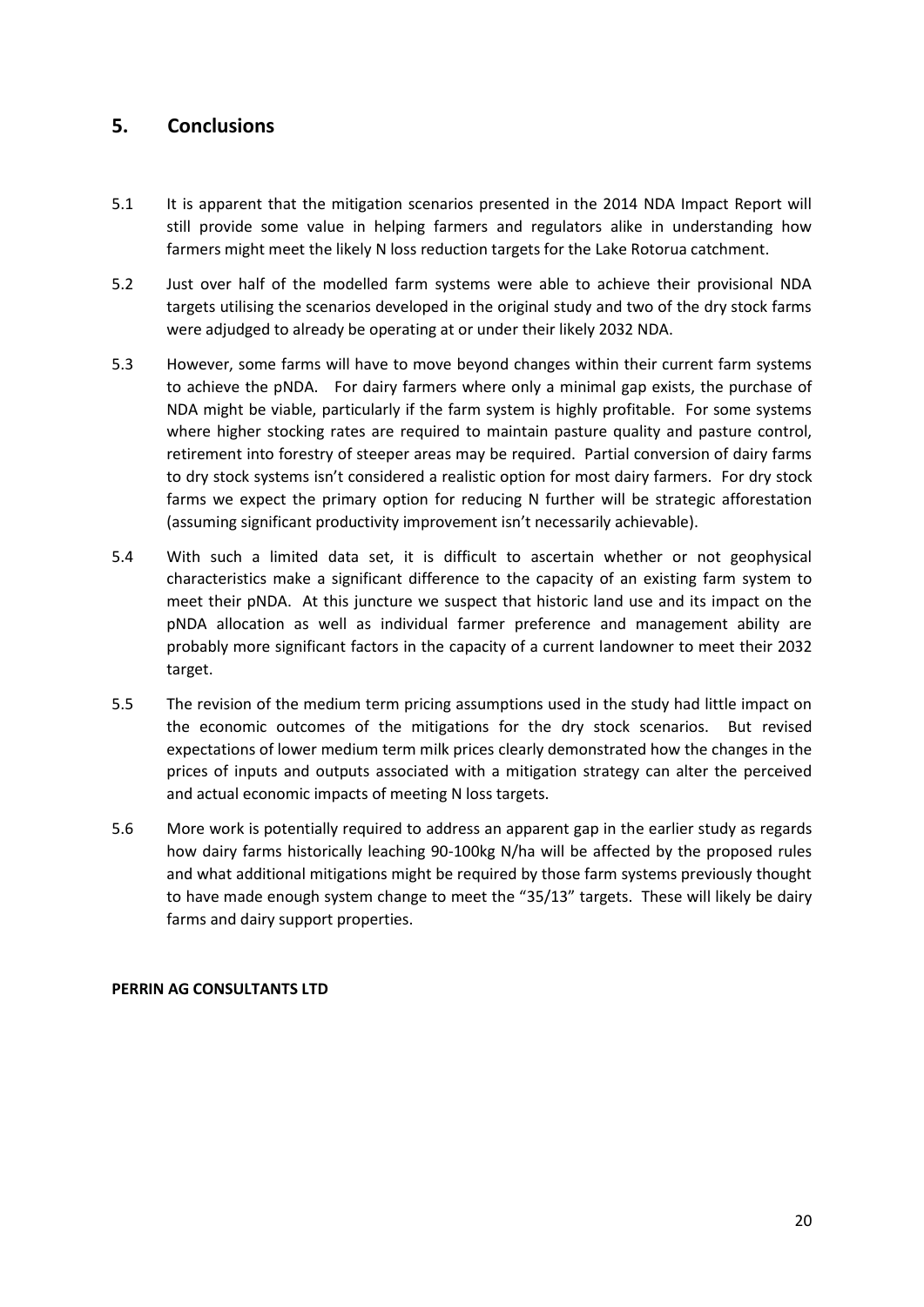## 5. Conclusions

5.1 It is apparent that the mitigation scenarios presented in the 2014 NDA Impact Report will still provide some value in helping farmers and regulators alike in understanding how farmers might meet the likely N loss reduction targets for the Lake Rotorua catchment.

5.2 Just over half of the modelled farm systems were able to achieve their provisional NDA targets utilising the scenarios developed in the original study and two of the dry stock farms were adjudged to already be operating at or under their likely 2032 NDA.

5.3 However, some farms will have to move beyond changes within their current farm systems to achieve the pNDA. For dairy farmers where only a minimal gap exists, the purchase of NDA might be viable, particularly if the farm system is highly profitable. For some systems where higher stocking rates are required to maintain pasture quality and pasture control, retirement into forestry of steeper areas may be required. Partial conversion of dairy farms to dry stock systems isn't considered a realistic option for most dairy farmers. For dry stock farms we expect the primary option for reducing N further will be strategic afforestation (assuming significant productivity improvement isn't necessarily achievable).

5.4 With such a limited data set, it is difficult to ascertain whether or not geophysical characteristics make a significant difference to the capacity of an existing farm system to meet their pNDA. At this juncture we suspect that historic land use and its impact on the pNDA allocation as well as individual farmer preference and management ability are probably more significant factors in the capacity of a current landowner to meet their 2032 target.

5.5 The revision of the medium term pricing assumptions used in the study had little impact on the economic outcomes of the mitigations for the dry stock scenarios. But revised expectations of lower medium term milk prices clearly demonstrated how the changes in the prices of inputs and outputs associated with a mitigation strategy can alter the perceived and actual economic impacts of meeting N loss targets.

5.6 More work is potentially required to address an apparent gap in the earlier study as regards how dairy farms historically leaching 90-100kg N/ha will be affected by the proposed rules and what additional mitigations might be required by those farm systems previously thought to have made enough system change to meet the "35/13" targets. These will likely be dairy farms and dairy support properties.

**PERRIN AG CONSULTANTS LTD**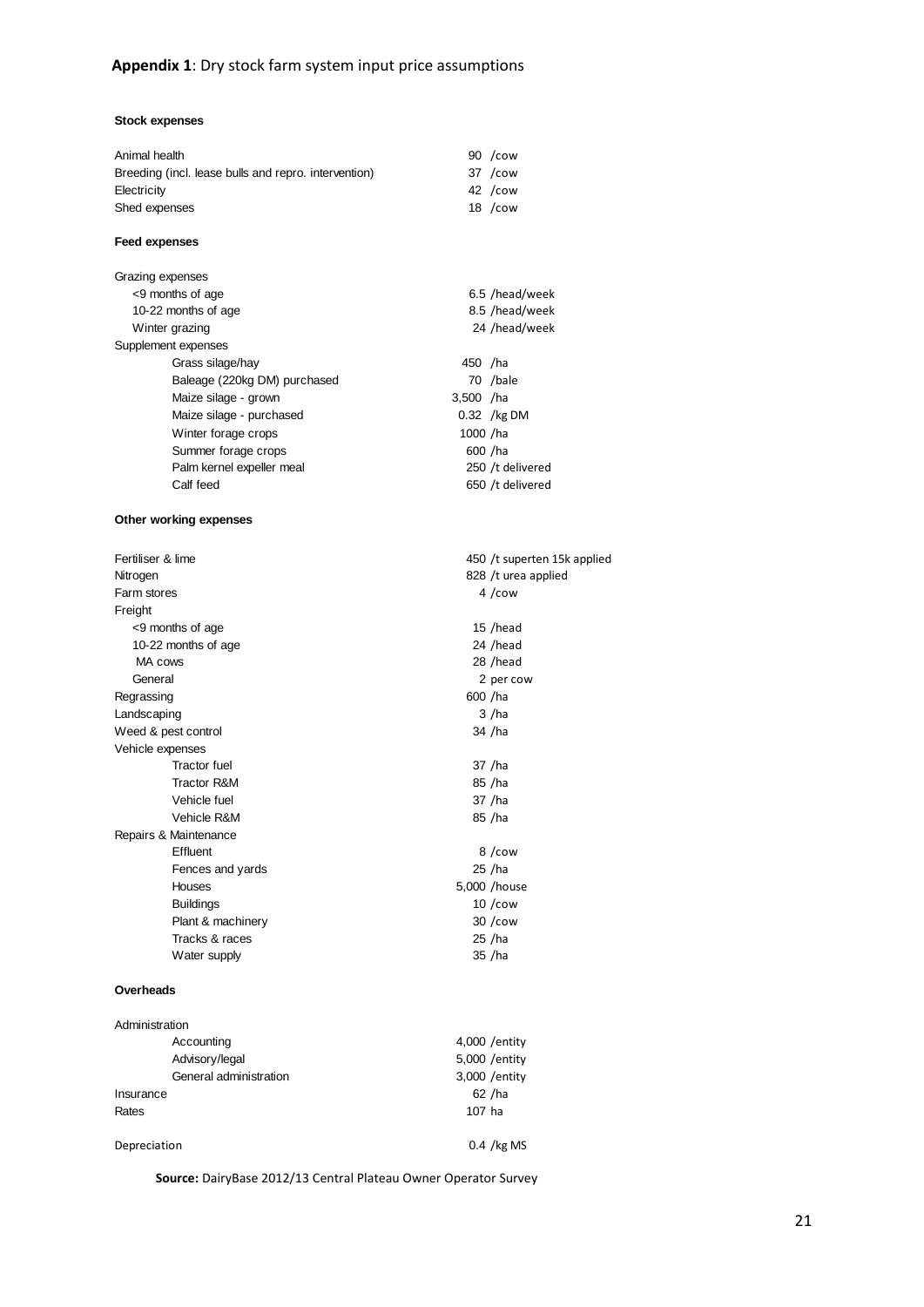**Appendix 1**: Dry stock farm system input price assumptions

**Stock expenses**

| | |
|---|---|
| Animal health | 90 /cow |
| Breeding (incl. lease bulls and repro. intervention) | 37 /cow |
| Electricity | 42 /cow |
| Shed expenses | 18 /cow |

**Feed expenses**

| | |
|---|---|
| Grazing expenses | |
| <9 months of age | 6.5 /head/week |
| 10-22 months of age | 8.5 /head/week |
| Winter grazing | 24 /head/week |
| Supplement expenses | |
| Grass silage/hay | 450 /ha |
| Baleage (220kg DM) purchased | 70 /bale |
| Maize silage - grown | 3,500 /ha |
| Maize silage - purchased | 0.32 /kg DM |
| Winter forage crops | 1000 /ha |
| Summer forage crops | 600 /ha |
| Palm kernel expeller meal | 250 /t delivered |
| Calf feed | 650 /t delivered |

**Other working expenses**

| | |
|---|---|
| Fertiliser & lime | 450 /t superten 15k applied |
| Nitrogen | 828 /t urea applied |
| Farm stores | 4 /cow |
| Freight | |
| <9 months of age | 15 /head |
| 10-22 months of age | 24 /head |
| MA cows | 28 /head |
| General | 2 per cow |
| Regrassing | 600 /ha |
| Landscaping | 3 /ha |
| Weed & pest control | 34 /ha |
| Vehicle expenses | |
| Tractor fuel | 37 /ha |
| Tractor R&M | 85 /ha |
| Vehicle fuel | 37 /ha |
| Vehicle R&M | 85 /ha |
| Repairs & Maintenance | |
| Effluent | 8 /cow |
| Fences and yards | 25 /ha |
| Houses | 5,000 /house |
| Buildings | 10 /cow |
| Plant & machinery | 30 /cow |
| Tracks & races | 25 /ha |
| Water supply | 35 /ha |

**Overheads**

| | |
|---|---|
| Administration | |
| Accounting | 4,000 /entity |
| Advisory/legal | 5,000 /entity |
| General administration | 3,000 /entity |
| Insurance | 62 /ha |
| Rates | 107 ha |
| Depreciation | 0.4 /kg MS |

**Source:** DairyBase 2012/13 Central Plateau Owner Operator Survey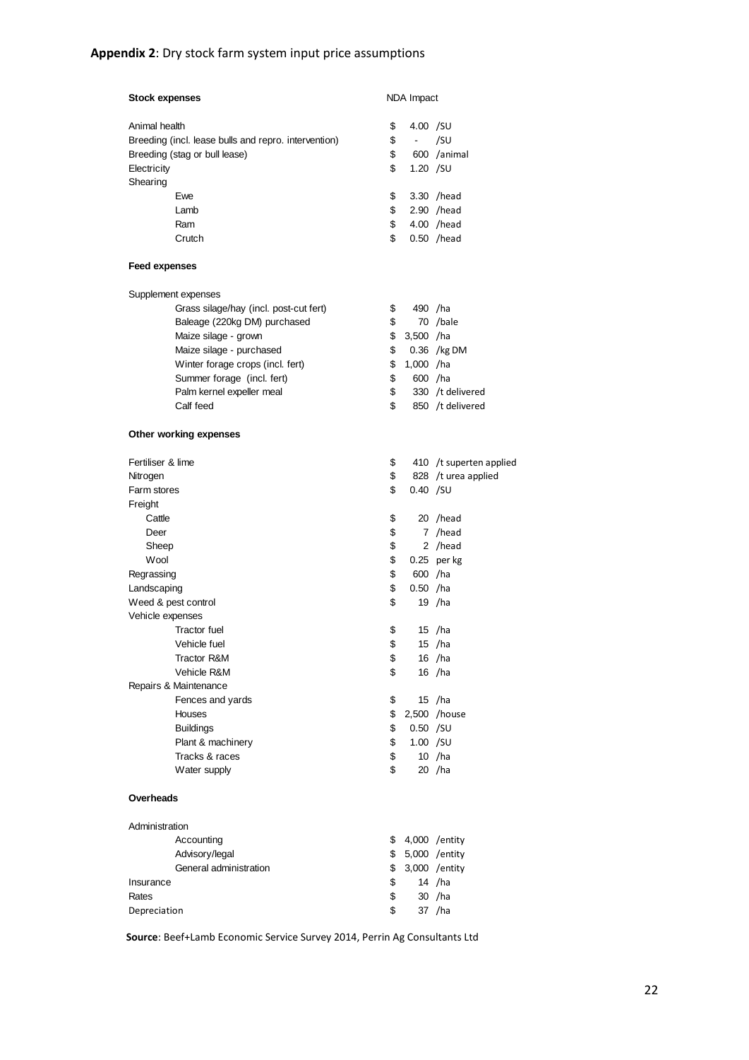**Appendix 2**: Dry stock farm system input price assumptions

| Stock expenses | NDA Impact | |
|---|---|---|
| Animal health | $ 4.00 | /SU |
| Breeding (incl. lease bulls and repro. intervention) | $ - | /SU |
| Breeding (stag or bull lease) | $ 600 | /animal |
| Electricity | $ 1.20 | /SU |
| Shearing | | |
| Ewe | $ 3.30 | /head |
| Lamb | $ 2.90 | /head |
| Ram | $ 4.00 | /head |
| Crutch | $ 0.50 | /head |
| **Feed expenses** | | |
| Supplement expenses | | |
| Grass silage/hay (incl. post-cut fert) | $ 490 | /ha |
| Baleage (220kg DM) purchased | $ 70 | /bale |
| Maize silage - grown | $ 3,500 | /ha |
| Maize silage - purchased | $ 0.36 | /kg DM |
| Winter forage crops (incl. fert) | $ 1,000 | /ha |
| Summer forage (incl. fert) | $ 600 | /ha |
| Palm kernel expeller meal | $ 330 | /t delivered |
| Calf feed | $ 850 | /t delivered |
| **Other working expenses** | | |
| Fertiliser & lime | $ 410 | /t superten applied |
| Nitrogen | $ 828 | /t urea applied |
| Farm stores | $ 0.40 | /SU |
| Freight | | |
| Cattle | $ 20 | /head |
| Deer | $ 7 | /head |
| Sheep | $ 2 | /head |
| Wool | $ 0.25 | per kg |
| Regrassing | $ 600 | /ha |
| Landscaping | $ 0.50 | /ha |
| Weed & pest control | $ 19 | /ha |
| Vehicle expenses | | |
| Tractor fuel | $ 15 | /ha |
| Vehicle fuel | $ 15 | /ha |
| Tractor R&M | $ 16 | /ha |
| Vehicle R&M | $ 16 | /ha |
| Repairs & Maintenance | | |
| Fences and yards | $ 15 | /ha |
| Houses | $ 2,500 | /house |
| Buildings | $ 0.50 | /SU |
| Plant & machinery | $ 1.00 | /SU |
| Tracks & races | $ 10 | /ha |
| Water supply | $ 20 | /ha |
| **Overheads** | | |
| Administration | | |
| Accounting | $ 4,000 | /entity |
| Advisory/legal | $ 5,000 | /entity |
| General administration | $ 3,000 | /entity |
| Insurance | $ 14 | /ha |
| Rates | $ 30 | /ha |
| Depreciation | $ 37 | /ha |

**Source**: Beef+Lamb Economic Service Survey 2014, Perrin Ag Consultants Ltd